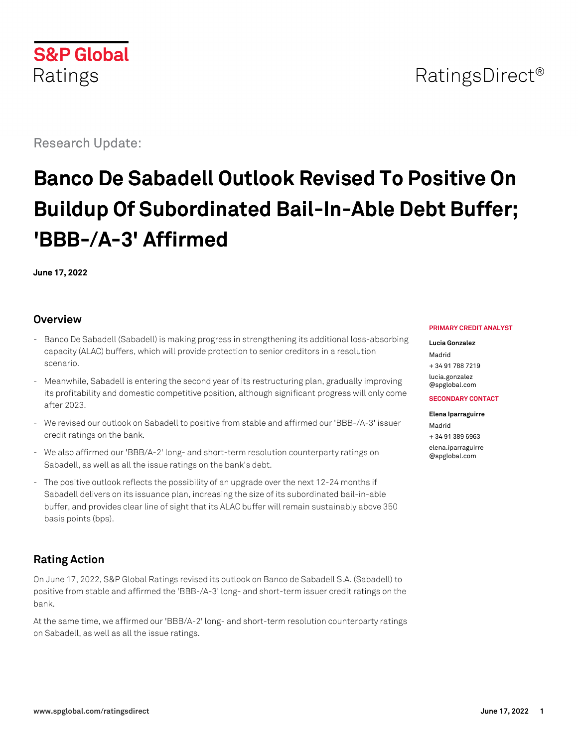S&P Global Ratings

RatingsDirect®

Research Update:

# Banco De Sabadell Outlook Revised To Positive On Buildup Of Subordinated Bail-In-Able Debt Buffer; 'BBB-/A-3' Affirmed

**June 17, 2022**

**PRIMARY CREDIT ANALYST**

**Lucia Gonzalez**
Madrid
+ 34 91 788 7219
lucia.gonzalez@spglobal.com

**SECONDARY CONTACT**

**Elena Iparraguirre**
Madrid
+ 34 91 389 6963
elena.iparraguirre@spglobal.com

## Overview

- Banco De Sabadell (Sabadell) is making progress in strengthening its additional loss-absorbing capacity (ALAC) buffers, which will provide protection to senior creditors in a resolution scenario.
- Meanwhile, Sabadell is entering the second year of its restructuring plan, gradually improving its profitability and domestic competitive position, although significant progress will only come after 2023.
- We revised our outlook on Sabadell to positive from stable and affirmed our 'BBB-/A-3' issuer credit ratings on the bank.
- We also affirmed our 'BBB/A-2' long- and short-term resolution counterparty ratings on Sabadell, as well as all the issue ratings on the bank's debt.
- The positive outlook reflects the possibility of an upgrade over the next 12-24 months if Sabadell delivers on its issuance plan, increasing the size of its subordinated bail-in-able buffer, and provides clear line of sight that its ALAC buffer will remain sustainably above 350 basis points (bps).

## Rating Action

On June 17, 2022, S&P Global Ratings revised its outlook on Banco de Sabadell S.A. (Sabadell) to positive from stable and affirmed the 'BBB-/A-3' long- and short-term issuer credit ratings on the bank.

At the same time, we affirmed our 'BBB/A-2' long- and short-term resolution counterparty ratings on Sabadell, as well as all the issue ratings.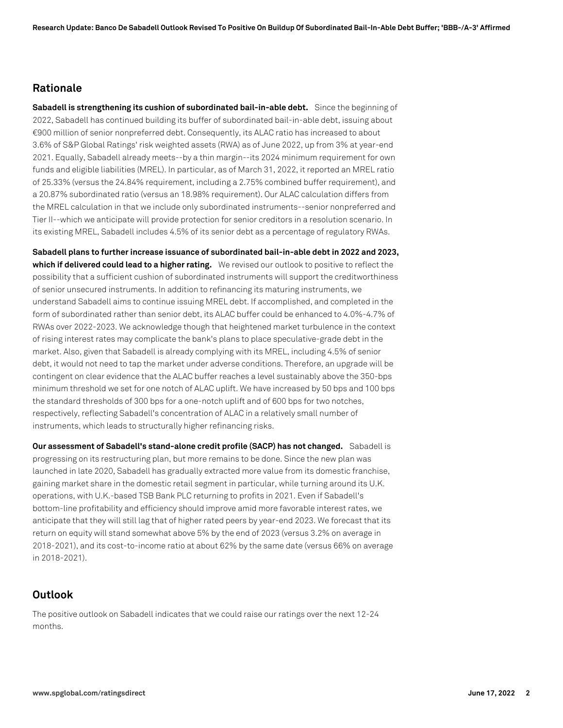## Rationale

**Sabadell is strengthening its cushion of subordinated bail-in-able debt.** Since the beginning of 2022, Sabadell has continued building its buffer of subordinated bail-in-able debt, issuing about €900 million of senior nonpreferred debt. Consequently, its ALAC ratio has increased to about 3.6% of S&P Global Ratings' risk weighted assets (RWA) as of June 2022, up from 3% at year-end 2021. Equally, Sabadell already meets--by a thin margin--its 2024 minimum requirement for own funds and eligible liabilities (MREL). In particular, as of March 31, 2022, it reported an MREL ratio of 25.33% (versus the 24.84% requirement, including a 2.75% combined buffer requirement), and a 20.87% subordinated ratio (versus an 18.98% requirement). Our ALAC calculation differs from the MREL calculation in that we include only subordinated instruments--senior nonpreferred and Tier II--which we anticipate will provide protection for senior creditors in a resolution scenario. In its existing MREL, Sabadell includes 4.5% of its senior debt as a percentage of regulatory RWAs.

**Sabadell plans to further increase issuance of subordinated bail-in-able debt in 2022 and 2023, which if delivered could lead to a higher rating.** We revised our outlook to positive to reflect the possibility that a sufficient cushion of subordinated instruments will support the creditworthiness of senior unsecured instruments. In addition to refinancing its maturing instruments, we understand Sabadell aims to continue issuing MREL debt. If accomplished, and completed in the form of subordinated rather than senior debt, its ALAC buffer could be enhanced to 4.0%-4.7% of RWAs over 2022-2023. We acknowledge though that heightened market turbulence in the context of rising interest rates may complicate the bank's plans to place speculative-grade debt in the market. Also, given that Sabadell is already complying with its MREL, including 4.5% of senior debt, it would not need to tap the market under adverse conditions. Therefore, an upgrade will be contingent on clear evidence that the ALAC buffer reaches a level sustainably above the 350-bps minimum threshold we set for one notch of ALAC uplift. We have increased by 50 bps and 100 bps the standard thresholds of 300 bps for a one-notch uplift and of 600 bps for two notches, respectively, reflecting Sabadell's concentration of ALAC in a relatively small number of instruments, which leads to structurally higher refinancing risks.

**Our assessment of Sabadell's stand-alone credit profile (SACP) has not changed.** Sabadell is progressing on its restructuring plan, but more remains to be done. Since the new plan was launched in late 2020, Sabadell has gradually extracted more value from its domestic franchise, gaining market share in the domestic retail segment in particular, while turning around its U.K. operations, with U.K.-based TSB Bank PLC returning to profits in 2021. Even if Sabadell's bottom-line profitability and efficiency should improve amid more favorable interest rates, we anticipate that they will still lag that of higher rated peers by year-end 2023. We forecast that its return on equity will stand somewhat above 5% by the end of 2023 (versus 3.2% on average in 2018-2021), and its cost-to-income ratio at about 62% by the same date (versus 66% on average in 2018-2021).

## Outlook

The positive outlook on Sabadell indicates that we could raise our ratings over the next 12-24 months.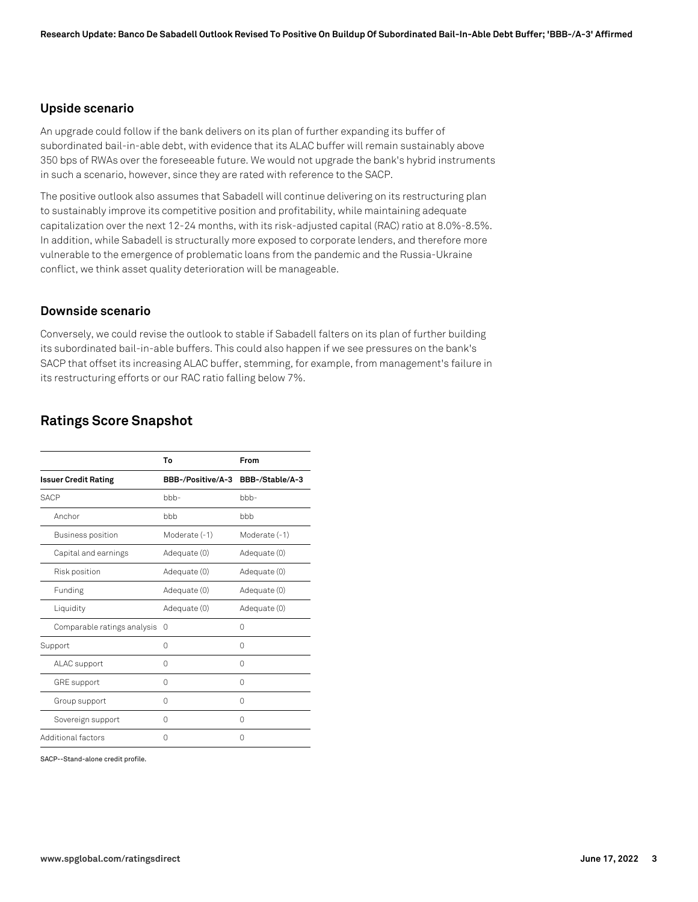### Upside scenario

An upgrade could follow if the bank delivers on its plan of further expanding its buffer of subordinated bail-in-able debt, with evidence that its ALAC buffer will remain sustainably above 350 bps of RWAs over the foreseeable future. We would not upgrade the bank's hybrid instruments in such a scenario, however, since they are rated with reference to the SACP.

The positive outlook also assumes that Sabadell will continue delivering on its restructuring plan to sustainably improve its competitive position and profitability, while maintaining adequate capitalization over the next 12-24 months, with its risk-adjusted capital (RAC) ratio at 8.0%-8.5%. In addition, while Sabadell is structurally more exposed to corporate lenders, and therefore more vulnerable to the emergence of problematic loans from the pandemic and the Russia-Ukraine conflict, we think asset quality deterioration will be manageable.

### Downside scenario

Conversely, we could revise the outlook to stable if Sabadell falters on its plan of further building its subordinated bail-in-able buffers. This could also happen if we see pressures on the bank's SACP that offset its increasing ALAC buffer, stemming, for example, from management's failure in its restructuring efforts or our RAC ratio falling below 7%.

## Ratings Score Snapshot

| | To | From |
|---|---|---|
| **Issuer Credit Rating** | **BBB-/Positive/A-3** | **BBB-/Stable/A-3** |
| SACP | bbb- | bbb- |
| Anchor | bbb | bbb |
| Business position | Moderate (-1) | Moderate (-1) |
| Capital and earnings | Adequate (0) | Adequate (0) |
| Risk position | Adequate (0) | Adequate (0) |
| Funding | Adequate (0) | Adequate (0) |
| Liquidity | Adequate (0) | Adequate (0) |
| Comparable ratings analysis | 0 | 0 |
| Support | 0 | 0 |
| ALAC support | 0 | 0 |
| GRE support | 0 | 0 |
| Group support | 0 | 0 |
| Sovereign support | 0 | 0 |
| Additional factors | 0 | 0 |

SACP--Stand-alone credit profile.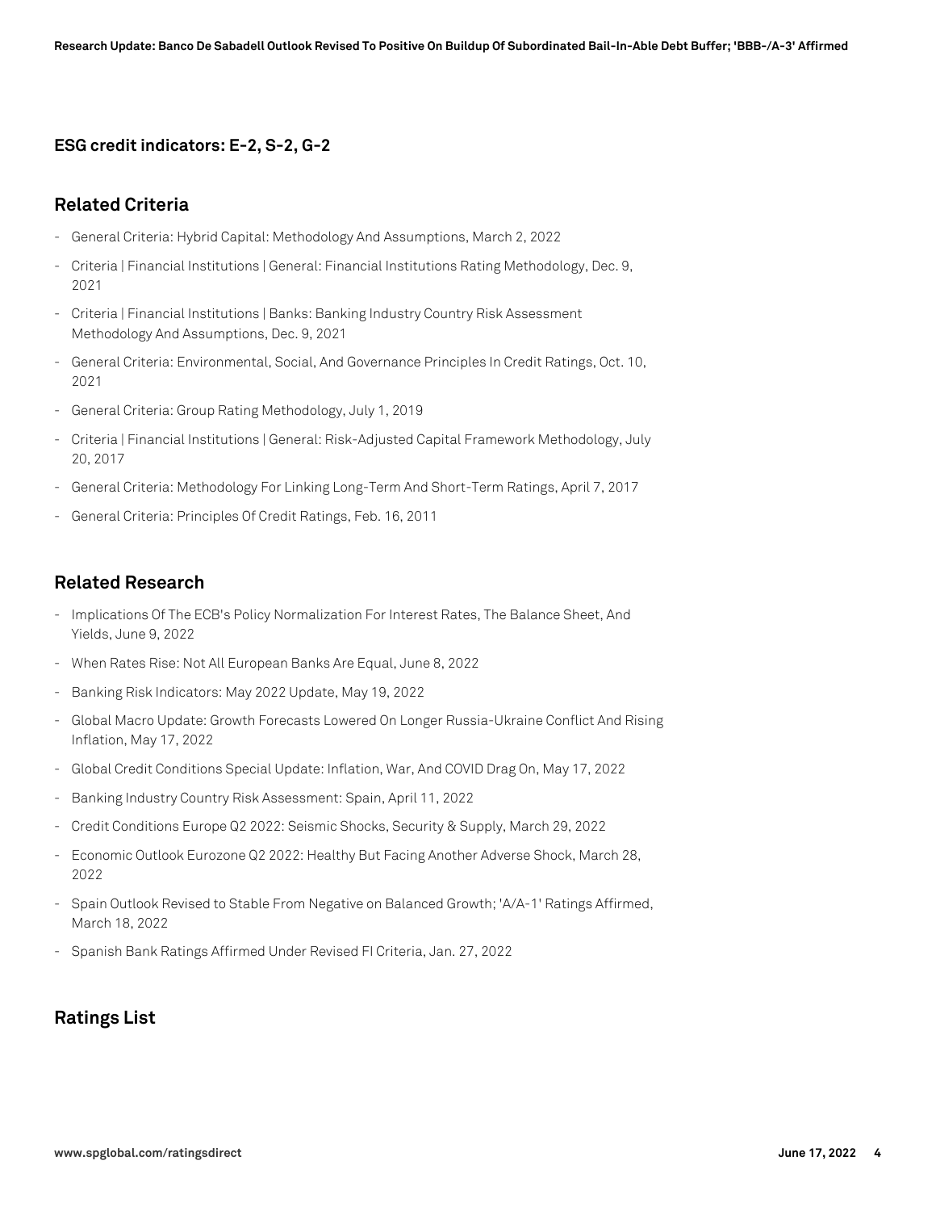### ESG credit indicators: E-2, S-2, G-2

## Related Criteria

- General Criteria: Hybrid Capital: Methodology And Assumptions, March 2, 2022
- Criteria | Financial Institutions | General: Financial Institutions Rating Methodology, Dec. 9, 2021
- Criteria | Financial Institutions | Banks: Banking Industry Country Risk Assessment Methodology And Assumptions, Dec. 9, 2021
- General Criteria: Environmental, Social, And Governance Principles In Credit Ratings, Oct. 10, 2021
- General Criteria: Group Rating Methodology, July 1, 2019
- Criteria | Financial Institutions | General: Risk-Adjusted Capital Framework Methodology, July 20, 2017
- General Criteria: Methodology For Linking Long-Term And Short-Term Ratings, April 7, 2017
- General Criteria: Principles Of Credit Ratings, Feb. 16, 2011

## Related Research

- Implications Of The ECB's Policy Normalization For Interest Rates, The Balance Sheet, And Yields, June 9, 2022
- When Rates Rise: Not All European Banks Are Equal, June 8, 2022
- Banking Risk Indicators: May 2022 Update, May 19, 2022
- Global Macro Update: Growth Forecasts Lowered On Longer Russia-Ukraine Conflict And Rising Inflation, May 17, 2022
- Global Credit Conditions Special Update: Inflation, War, And COVID Drag On, May 17, 2022
- Banking Industry Country Risk Assessment: Spain, April 11, 2022
- Credit Conditions Europe Q2 2022: Seismic Shocks, Security & Supply, March 29, 2022
- Economic Outlook Eurozone Q2 2022: Healthy But Facing Another Adverse Shock, March 28, 2022
- Spain Outlook Revised to Stable From Negative on Balanced Growth; 'A/A-1' Ratings Affirmed, March 18, 2022
- Spanish Bank Ratings Affirmed Under Revised FI Criteria, Jan. 27, 2022

## Ratings List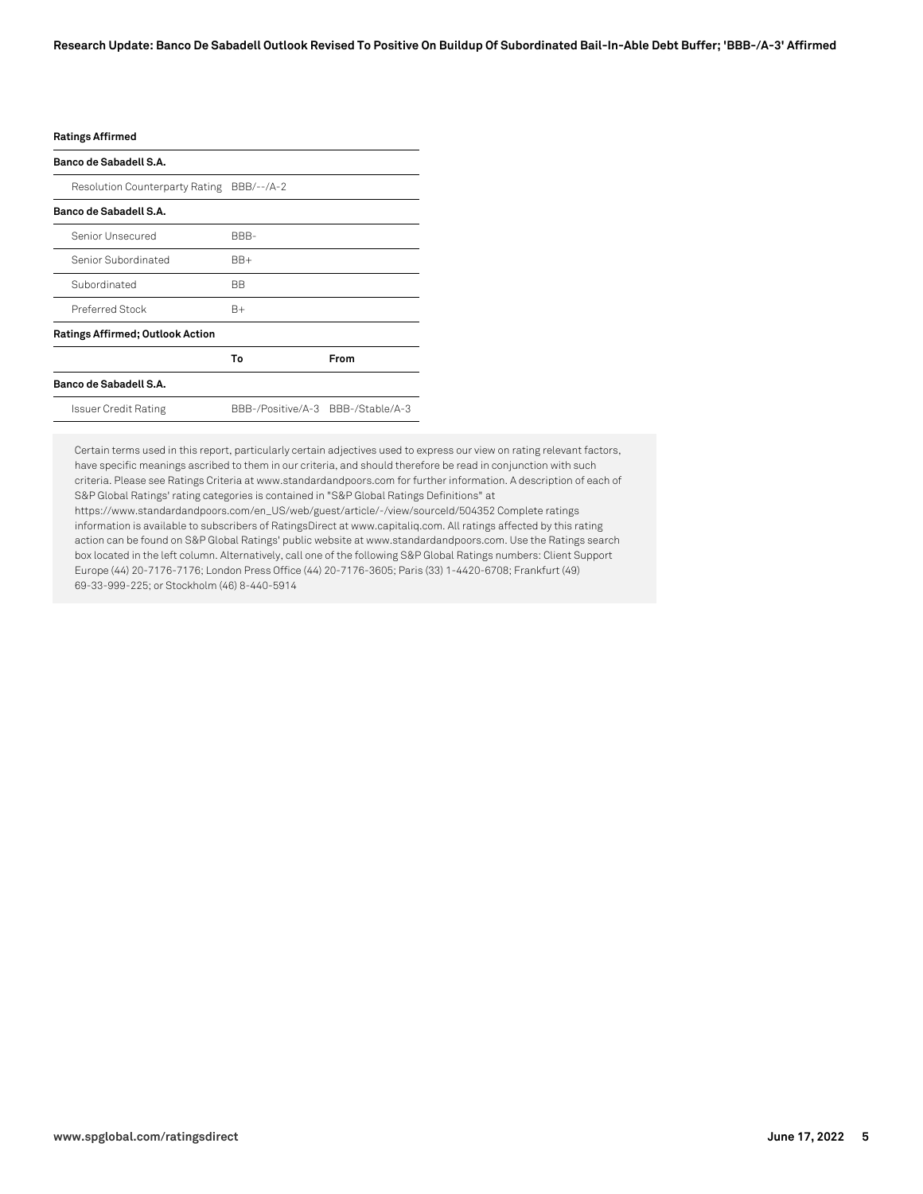**Ratings Affirmed**

| | | |
|---|---|---|
| **Banco de Sabadell S.A.** | | |
| Resolution Counterparty Rating | BBB/--/A-2 | |
| **Banco de Sabadell S.A.** | | |
| Senior Unsecured | BBB- | |
| Senior Subordinated | BB+ | |
| Subordinated | BB | |
| Preferred Stock | B+ | |

**Ratings Affirmed; Outlook Action**

| | To | From |
|---|---|---|
| **Banco de Sabadell S.A.** | | |
| Issuer Credit Rating | BBB-/Positive/A-3 | BBB-/Stable/A-3 |

Certain terms used in this report, particularly certain adjectives used to express our view on rating relevant factors, have specific meanings ascribed to them in our criteria, and should therefore be read in conjunction with such criteria. Please see Ratings Criteria at www.standardandpoors.com for further information. A description of each of S&P Global Ratings' rating categories is contained in "S&P Global Ratings Definitions" at https://www.standardandpoors.com/en_US/web/guest/article/-/view/sourceId/504352 Complete ratings information is available to subscribers of RatingsDirect at www.capitaliq.com. All ratings affected by this rating action can be found on S&P Global Ratings' public website at www.standardandpoors.com. Use the Ratings search box located in the left column. Alternatively, call one of the following S&P Global Ratings numbers: Client Support Europe (44) 20-7176-7176; London Press Office (44) 20-7176-3605; Paris (33) 1-4420-6708; Frankfurt (49) 69-33-999-225; or Stockholm (46) 8-440-5914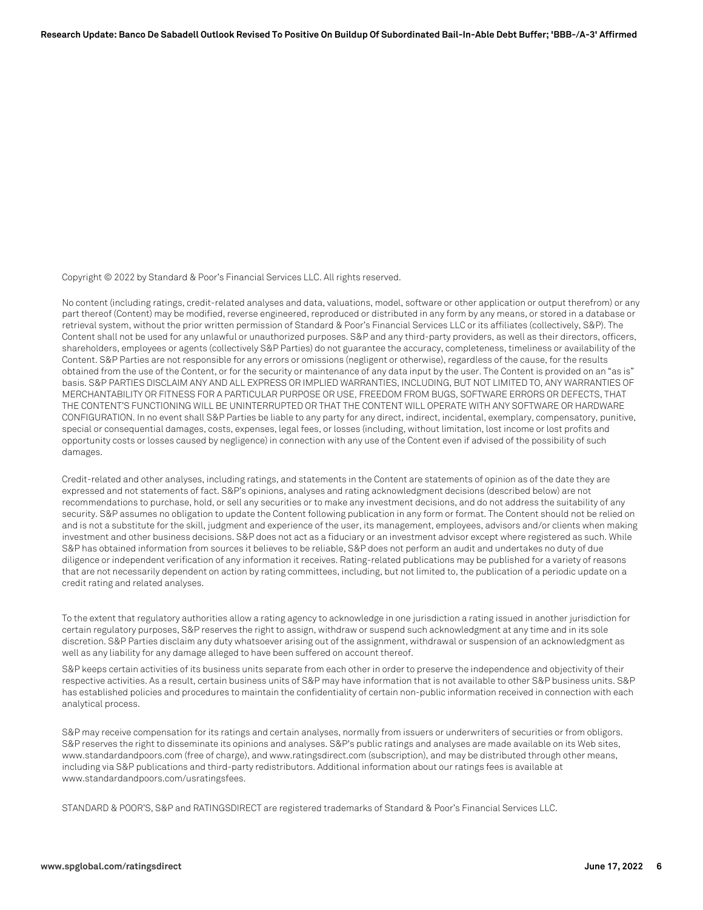Copyright © 2022 by Standard & Poor's Financial Services LLC. All rights reserved.

No content (including ratings, credit-related analyses and data, valuations, model, software or other application or output therefrom) or any part thereof (Content) may be modified, reverse engineered, reproduced or distributed in any form by any means, or stored in a database or retrieval system, without the prior written permission of Standard & Poor's Financial Services LLC or its affiliates (collectively, S&P). The Content shall not be used for any unlawful or unauthorized purposes. S&P and any third-party providers, as well as their directors, officers, shareholders, employees or agents (collectively S&P Parties) do not guarantee the accuracy, completeness, timeliness or availability of the Content. S&P Parties are not responsible for any errors or omissions (negligent or otherwise), regardless of the cause, for the results obtained from the use of the Content, or for the security or maintenance of any data input by the user. The Content is provided on an "as is" basis. S&P PARTIES DISCLAIM ANY AND ALL EXPRESS OR IMPLIED WARRANTIES, INCLUDING, BUT NOT LIMITED TO, ANY WARRANTIES OF MERCHANTABILITY OR FITNESS FOR A PARTICULAR PURPOSE OR USE, FREEDOM FROM BUGS, SOFTWARE ERRORS OR DEFECTS, THAT THE CONTENT'S FUNCTIONING WILL BE UNINTERRUPTED OR THAT THE CONTENT WILL OPERATE WITH ANY SOFTWARE OR HARDWARE CONFIGURATION. In no event shall S&P Parties be liable to any party for any direct, indirect, incidental, exemplary, compensatory, punitive, special or consequential damages, costs, expenses, legal fees, or losses (including, without limitation, lost income or lost profits and opportunity costs or losses caused by negligence) in connection with any use of the Content even if advised of the possibility of such damages.

Credit-related and other analyses, including ratings, and statements in the Content are statements of opinion as of the date they are expressed and not statements of fact. S&P's opinions, analyses and rating acknowledgment decisions (described below) are not recommendations to purchase, hold, or sell any securities or to make any investment decisions, and do not address the suitability of any security. S&P assumes no obligation to update the Content following publication in any form or format. The Content should not be relied on and is not a substitute for the skill, judgment and experience of the user, its management, employees, advisors and/or clients when making investment and other business decisions. S&P does not act as a fiduciary or an investment advisor except where registered as such. While S&P has obtained information from sources it believes to be reliable, S&P does not perform an audit and undertakes no duty of due diligence or independent verification of any information it receives. Rating-related publications may be published for a variety of reasons that are not necessarily dependent on action by rating committees, including, but not limited to, the publication of a periodic update on a credit rating and related analyses.

To the extent that regulatory authorities allow a rating agency to acknowledge in one jurisdiction a rating issued in another jurisdiction for certain regulatory purposes, S&P reserves the right to assign, withdraw or suspend such acknowledgment at any time and in its sole discretion. S&P Parties disclaim any duty whatsoever arising out of the assignment, withdrawal or suspension of an acknowledgment as well as any liability for any damage alleged to have been suffered on account thereof.

S&P keeps certain activities of its business units separate from each other in order to preserve the independence and objectivity of their respective activities. As a result, certain business units of S&P may have information that is not available to other S&P business units. S&P has established policies and procedures to maintain the confidentiality of certain non-public information received in connection with each analytical process.

S&P may receive compensation for its ratings and certain analyses, normally from issuers or underwriters of securities or from obligors. S&P reserves the right to disseminate its opinions and analyses. S&P's public ratings and analyses are made available on its Web sites, www.standardandpoors.com (free of charge), and www.ratingsdirect.com (subscription), and may be distributed through other means, including via S&P publications and third-party redistributors. Additional information about our ratings fees is available at www.standardandpoors.com/usratingsfees.

STANDARD & POOR'S, S&P and RATINGSDIRECT are registered trademarks of Standard & Poor's Financial Services LLC.